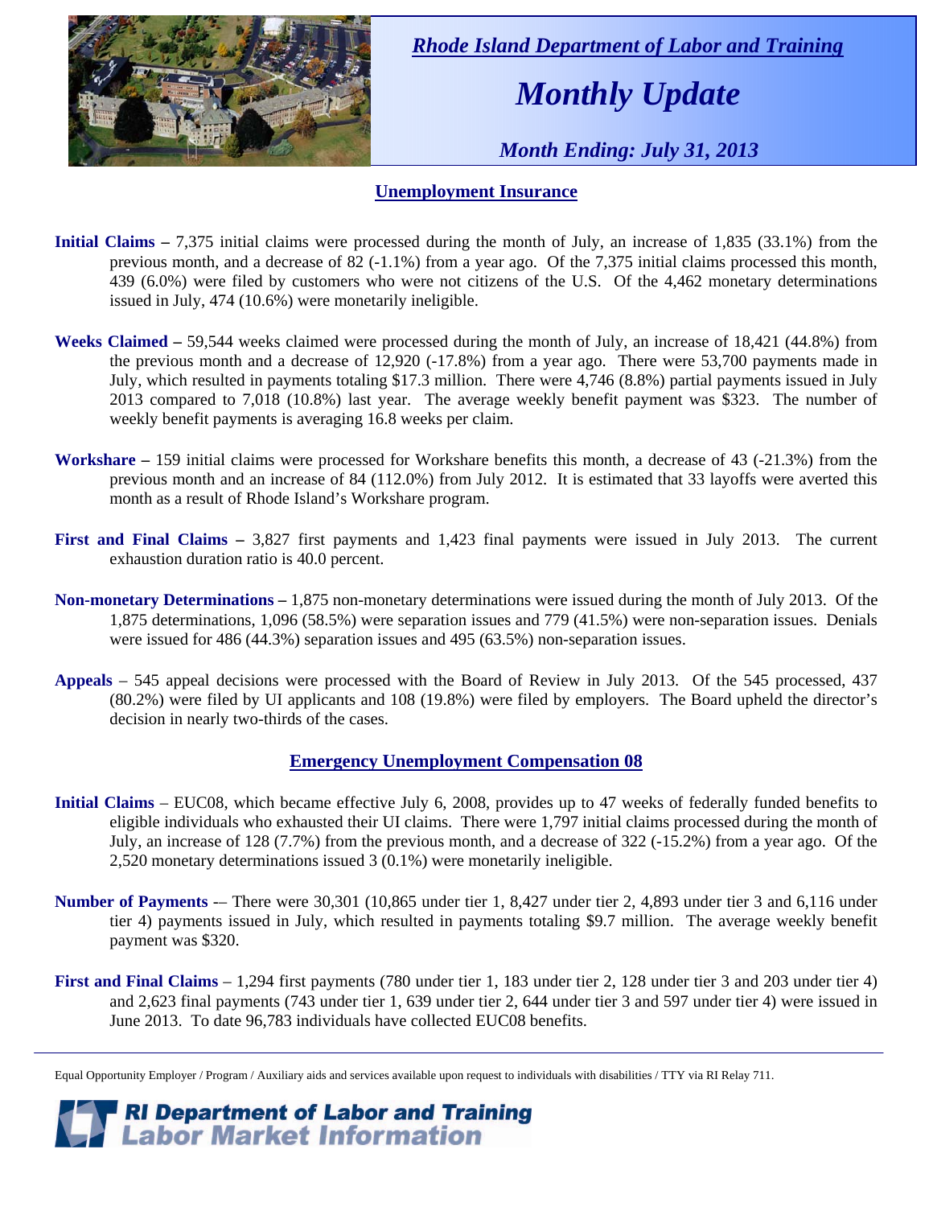*Rhode Island Department of Labor and Training*

# *Monthly Update*

*Month Ending: July 31, 2013*

## Unemployment Insurance

**Initial Claims –** 7,375 initial claims were processed during the month of July, an increase of 1,835 (33.1%) from the previous month, and a decrease of 82 (-1.1%) from a year ago. Of the 7,375 initial claims processed this month, 439 (6.0%) were filed by customers who were not citizens of the U.S. Of the 4,462 monetary determinations issued in July, 474 (10.6%) were monetarily ineligible.

**Weeks Claimed –** 59,544 weeks claimed were processed during the month of July, an increase of 18,421 (44.8%) from the previous month and a decrease of 12,920 (-17.8%) from a year ago. There were 53,700 payments made in July, which resulted in payments totaling $17.3 million. There were 4,746 (8.8%) partial payments issued in July 2013 compared to 7,018 (10.8%) last year. The average weekly benefit payment was $323. The number of weekly benefit payments is averaging 16.8 weeks per claim.

**Workshare –** 159 initial claims were processed for Workshare benefits this month, a decrease of 43 (-21.3%) from the previous month and an increase of 84 (112.0%) from July 2012. It is estimated that 33 layoffs were averted this month as a result of Rhode Island's Workshare program.

**First and Final Claims –** 3,827 first payments and 1,423 final payments were issued in July 2013. The current exhaustion duration ratio is 40.0 percent.

**Non-monetary Determinations –** 1,875 non-monetary determinations were issued during the month of July 2013. Of the 1,875 determinations, 1,096 (58.5%) were separation issues and 779 (41.5%) were non-separation issues. Denials were issued for 486 (44.3%) separation issues and 495 (63.5%) non-separation issues.

**Appeals** – 545 appeal decisions were processed with the Board of Review in July 2013. Of the 545 processed, 437 (80.2%) were filed by UI applicants and 108 (19.8%) were filed by employers. The Board upheld the director's decision in nearly two-thirds of the cases.

## Emergency Unemployment Compensation 08

**Initial Claims** – EUC08, which became effective July 6, 2008, provides up to 47 weeks of federally funded benefits to eligible individuals who exhausted their UI claims. There were 1,797 initial claims processed during the month of July, an increase of 128 (7.7%) from the previous month, and a decrease of 322 (-15.2%) from a year ago. Of the 2,520 monetary determinations issued 3 (0.1%) were monetarily ineligible.

**Number of Payments** -– There were 30,301 (10,865 under tier 1, 8,427 under tier 2, 4,893 under tier 3 and 6,116 under tier 4) payments issued in July, which resulted in payments totaling $9.7 million. The average weekly benefit payment was $320.

**First and Final Claims** – 1,294 first payments (780 under tier 1, 183 under tier 2, 128 under tier 3 and 203 under tier 4) and 2,623 final payments (743 under tier 1, 639 under tier 2, 644 under tier 3 and 597 under tier 4) were issued in June 2013. To date 96,783 individuals have collected EUC08 benefits.

---

Equal Opportunity Employer / Program / Auxiliary aids and services available upon request to individuals with disabilities / TTY via RI Relay 711.

**RI Department of Labor and Training**
**Labor Market Information**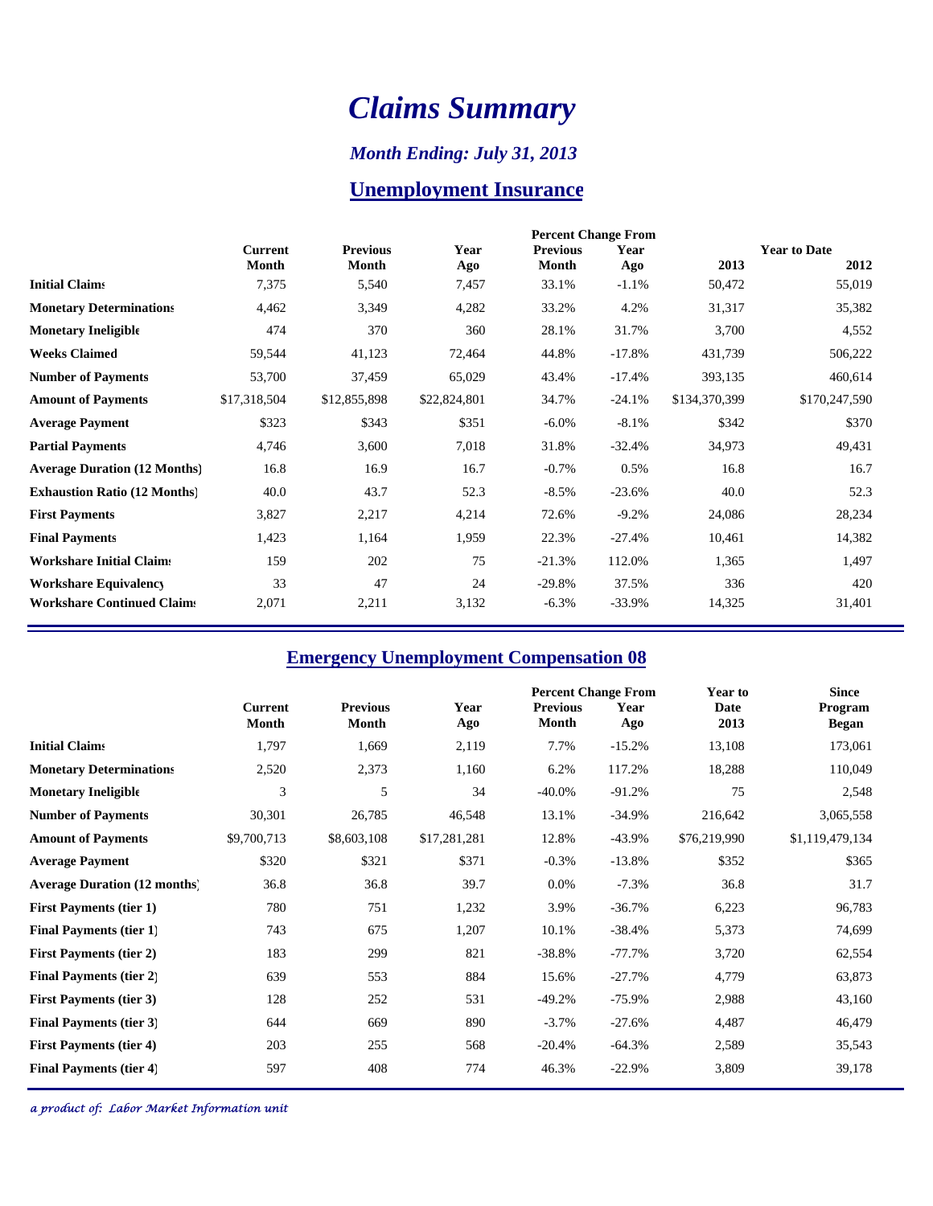# *Claims Summary*

## *Month Ending: July 31, 2013*

## Unemployment Insurance

| | Current Month | Previous Month | Year Ago | Percent Change From Previous Month | Percent Change From Year Ago | Year to Date 2013 | Year to Date 2012 |
|---|---|---|---|---|---|---|---|
| **Initial Claims** | 7,375 | 5,540 | 7,457 | 33.1% | -1.1% | 50,472 | 55,019 |
| **Monetary Determinations** | 4,462 | 3,349 | 4,282 | 33.2% | 4.2% | 31,317 | 35,382 |
| **Monetary Ineligible** | 474 | 370 | 360 | 28.1% | 31.7% | 3,700 | 4,552 |
| **Weeks Claimed** | 59,544 | 41,123 | 72,464 | 44.8% | -17.8% | 431,739 | 506,222 |
| **Number of Payments** | 53,700 | 37,459 | 65,029 | 43.4% | -17.4% | 393,135 | 460,614 |
| **Amount of Payments** | $17,318,504 | $12,855,898 | $22,824,801 | 34.7% | -24.1% | $134,370,399 | $170,247,590 |
| **Average Payment** | $323 | $343 | $351 | -6.0% | -8.1% | $342 | $370 |
| **Partial Payments** | 4,746 | 3,600 | 7,018 | 31.8% | -32.4% | 34,973 | 49,431 |
| **Average Duration (12 Months)** | 16.8 | 16.9 | 16.7 | -0.7% | 0.5% | 16.8 | 16.7 |
| **Exhaustion Ratio (12 Months)** | 40.0 | 43.7 | 52.3 | -8.5% | -23.6% | 40.0 | 52.3 |
| **First Payments** | 3,827 | 2,217 | 4,214 | 72.6% | -9.2% | 24,086 | 28,234 |
| **Final Payments** | 1,423 | 1,164 | 1,959 | 22.3% | -27.4% | 10,461 | 14,382 |
| **Workshare Initial Claims** | 159 | 202 | 75 | -21.3% | 112.0% | 1,365 | 1,497 |
| **Workshare Equivalency** | 33 | 47 | 24 | -29.8% | 37.5% | 336 | 420 |
| **Workshare Continued Claims** | 2,071 | 2,211 | 3,132 | -6.3% | -33.9% | 14,325 | 31,401 |

## Emergency Unemployment Compensation 08

| | Current Month | Previous Month | Year Ago | Percent Change From Previous Month | Percent Change From Year Ago | Year to Date 2013 | Since Program Began |
|---|---|---|---|---|---|---|---|
| **Initial Claims** | 1,797 | 1,669 | 2,119 | 7.7% | -15.2% | 13,108 | 173,061 |
| **Monetary Determinations** | 2,520 | 2,373 | 1,160 | 6.2% | 117.2% | 18,288 | 110,049 |
| **Monetary Ineligible** | 3 | 5 | 34 | -40.0% | -91.2% | 75 | 2,548 |
| **Number of Payments** | 30,301 | 26,785 | 46,548 | 13.1% | -34.9% | 216,642 | 3,065,558 |
| **Amount of Payments** | $9,700,713 | $8,603,108 | $17,281,281 | 12.8% | -43.9% | $76,219,990 | $1,119,479,134 |
| **Average Payment** | $320 | $321 | $371 | -0.3% | -13.8% | $352 | $365 |
| **Average Duration (12 months)** | 36.8 | 36.8 | 39.7 | 0.0% | -7.3% | 36.8 | 31.7 |
| **First Payments (tier 1)** | 780 | 751 | 1,232 | 3.9% | -36.7% | 6,223 | 96,783 |
| **Final Payments (tier 1)** | 743 | 675 | 1,207 | 10.1% | -38.4% | 5,373 | 74,699 |
| **First Payments (tier 2)** | 183 | 299 | 821 | -38.8% | -77.7% | 3,720 | 62,554 |
| **Final Payments (tier 2)** | 639 | 553 | 884 | 15.6% | -27.7% | 4,779 | 63,873 |
| **First Payments (tier 3)** | 128 | 252 | 531 | -49.2% | -75.9% | 2,988 | 43,160 |
| **Final Payments (tier 3)** | 644 | 669 | 890 | -3.7% | -27.6% | 4,487 | 46,479 |
| **First Payments (tier 4)** | 203 | 255 | 568 | -20.4% | -64.3% | 2,589 | 35,543 |
| **Final Payments (tier 4)** | 597 | 408 | 774 | 46.3% | -22.9% | 3,809 | 39,178 |

*a product of: Labor Market Information unit*